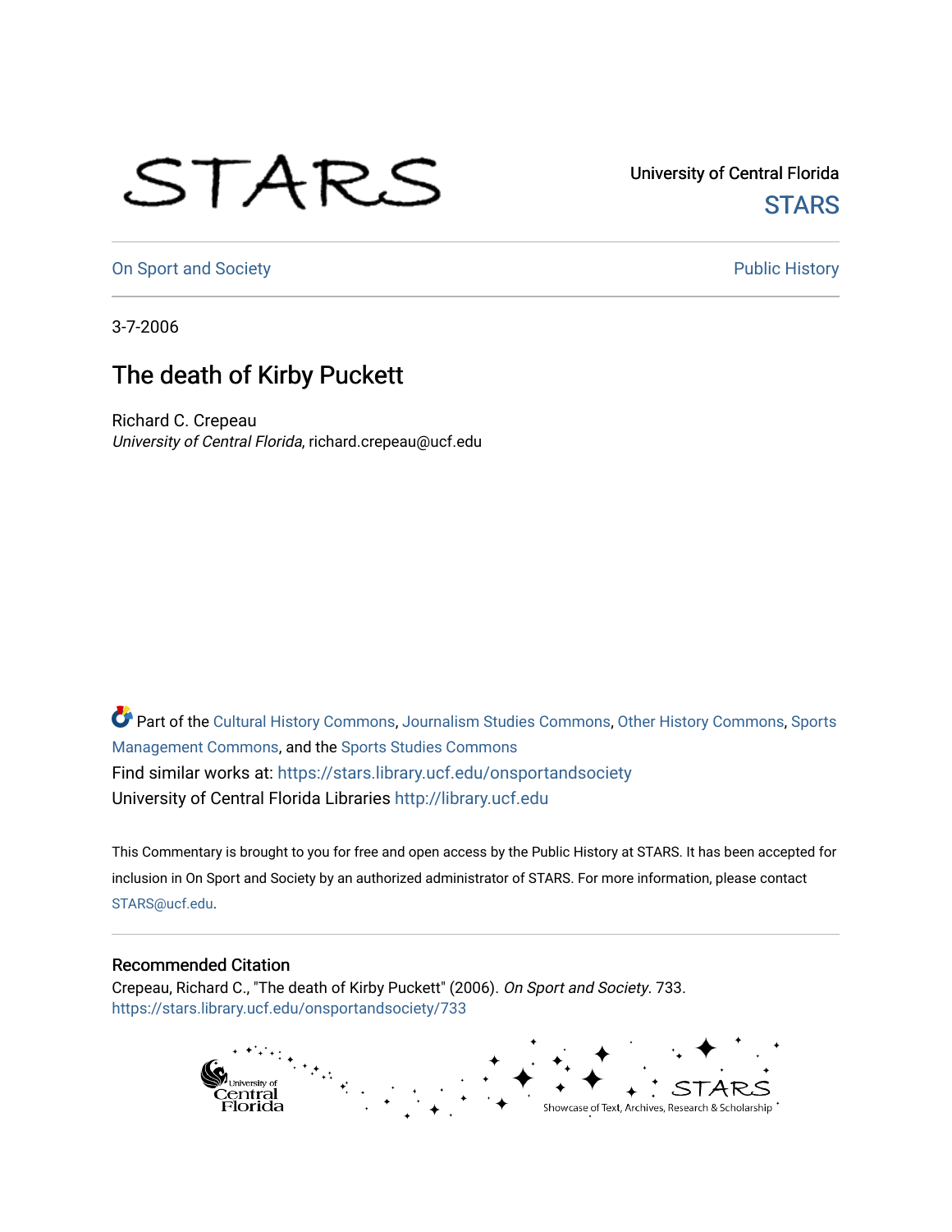University of Central Florida

STARS

On Sport and Society

Public History

3-7-2006

# The death of Kirby Puckett

Richard C. Crepeau
*University of Central Florida*, richard.crepeau@ucf.edu

Part of the Cultural History Commons, Journalism Studies Commons, Other History Commons, Sports Management Commons, and the Sports Studies Commons

Find similar works at: https://stars.library.ucf.edu/onsportandsociety

University of Central Florida Libraries http://library.ucf.edu

This Commentary is brought to you for free and open access by the Public History at STARS. It has been accepted for inclusion in On Sport and Society by an authorized administrator of STARS. For more information, please contact STARS@ucf.edu.

## Recommended Citation

Crepeau, Richard C., "The death of Kirby Puckett" (2006). *On Sport and Society*. 733.
https://stars.library.ucf.edu/onsportandsociety/733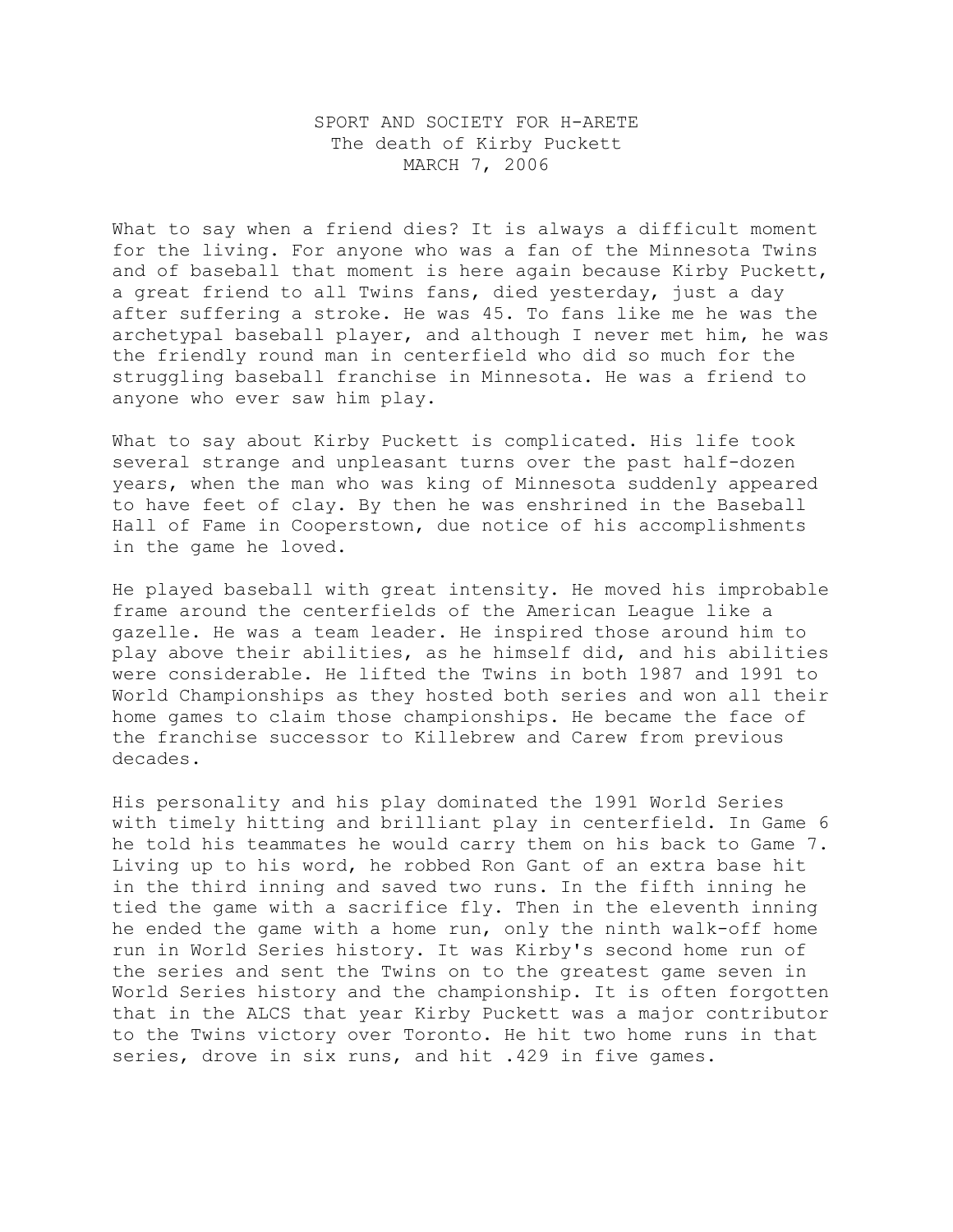SPORT AND SOCIETY FOR H-ARETE
The death of Kirby Puckett
MARCH 7, 2006

What to say when a friend dies? It is always a difficult moment for the living. For anyone who was a fan of the Minnesota Twins and of baseball that moment is here again because Kirby Puckett, a great friend to all Twins fans, died yesterday, just a day after suffering a stroke. He was 45. To fans like me he was the archetypal baseball player, and although I never met him, he was the friendly round man in centerfield who did so much for the struggling baseball franchise in Minnesota. He was a friend to anyone who ever saw him play.

What to say about Kirby Puckett is complicated. His life took several strange and unpleasant turns over the past half-dozen years, when the man who was king of Minnesota suddenly appeared to have feet of clay. By then he was enshrined in the Baseball Hall of Fame in Cooperstown, due notice of his accomplishments in the game he loved.

He played baseball with great intensity. He moved his improbable frame around the centerfields of the American League like a gazelle. He was a team leader. He inspired those around him to play above their abilities, as he himself did, and his abilities were considerable. He lifted the Twins in both 1987 and 1991 to World Championships as they hosted both series and won all their home games to claim those championships. He became the face of the franchise successor to Killebrew and Carew from previous decades.

His personality and his play dominated the 1991 World Series with timely hitting and brilliant play in centerfield. In Game 6 he told his teammates he would carry them on his back to Game 7. Living up to his word, he robbed Ron Gant of an extra base hit in the third inning and saved two runs. In the fifth inning he tied the game with a sacrifice fly. Then in the eleventh inning he ended the game with a home run, only the ninth walk-off home run in World Series history. It was Kirby's second home run of the series and sent the Twins on to the greatest game seven in World Series history and the championship. It is often forgotten that in the ALCS that year Kirby Puckett was a major contributor to the Twins victory over Toronto. He hit two home runs in that series, drove in six runs, and hit .429 in five games.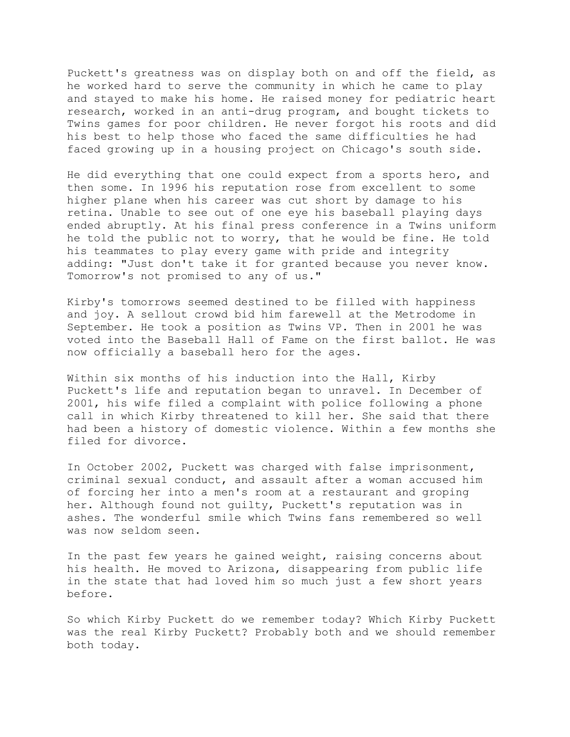Puckett's greatness was on display both on and off the field, as he worked hard to serve the community in which he came to play and stayed to make his home. He raised money for pediatric heart research, worked in an anti-drug program, and bought tickets to Twins games for poor children. He never forgot his roots and did his best to help those who faced the same difficulties he had faced growing up in a housing project on Chicago's south side.

He did everything that one could expect from a sports hero, and then some. In 1996 his reputation rose from excellent to some higher plane when his career was cut short by damage to his retina. Unable to see out of one eye his baseball playing days ended abruptly. At his final press conference in a Twins uniform he told the public not to worry, that he would be fine. He told his teammates to play every game with pride and integrity adding: "Just don't take it for granted because you never know. Tomorrow's not promised to any of us."

Kirby's tomorrows seemed destined to be filled with happiness and joy. A sellout crowd bid him farewell at the Metrodome in September. He took a position as Twins VP. Then in 2001 he was voted into the Baseball Hall of Fame on the first ballot. He was now officially a baseball hero for the ages.

Within six months of his induction into the Hall, Kirby Puckett's life and reputation began to unravel. In December of 2001, his wife filed a complaint with police following a phone call in which Kirby threatened to kill her. She said that there had been a history of domestic violence. Within a few months she filed for divorce.

In October 2002, Puckett was charged with false imprisonment, criminal sexual conduct, and assault after a woman accused him of forcing her into a men's room at a restaurant and groping her. Although found not guilty, Puckett's reputation was in ashes. The wonderful smile which Twins fans remembered so well was now seldom seen.

In the past few years he gained weight, raising concerns about his health. He moved to Arizona, disappearing from public life in the state that had loved him so much just a few short years before.

So which Kirby Puckett do we remember today? Which Kirby Puckett was the real Kirby Puckett? Probably both and we should remember both today.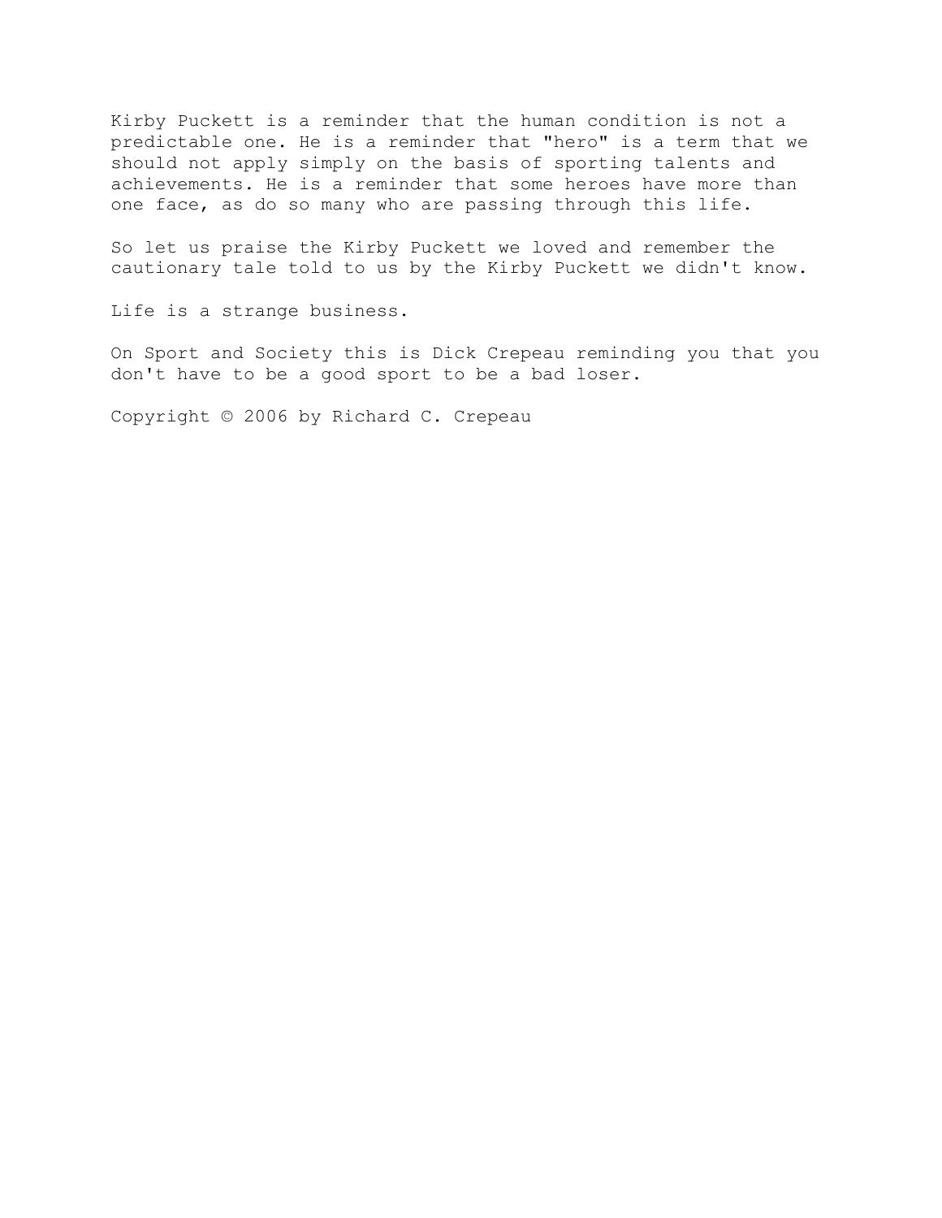Kirby Puckett is a reminder that the human condition is not a predictable one. He is a reminder that "hero" is a term that we should not apply simply on the basis of sporting talents and achievements. He is a reminder that some heroes have more than one face, as do so many who are passing through this life.

So let us praise the Kirby Puckett we loved and remember the cautionary tale told to us by the Kirby Puckett we didn't know.

Life is a strange business.

On Sport and Society this is Dick Crepeau reminding you that you don't have to be a good sport to be a bad loser.

Copyright © 2006 by Richard C. Crepeau